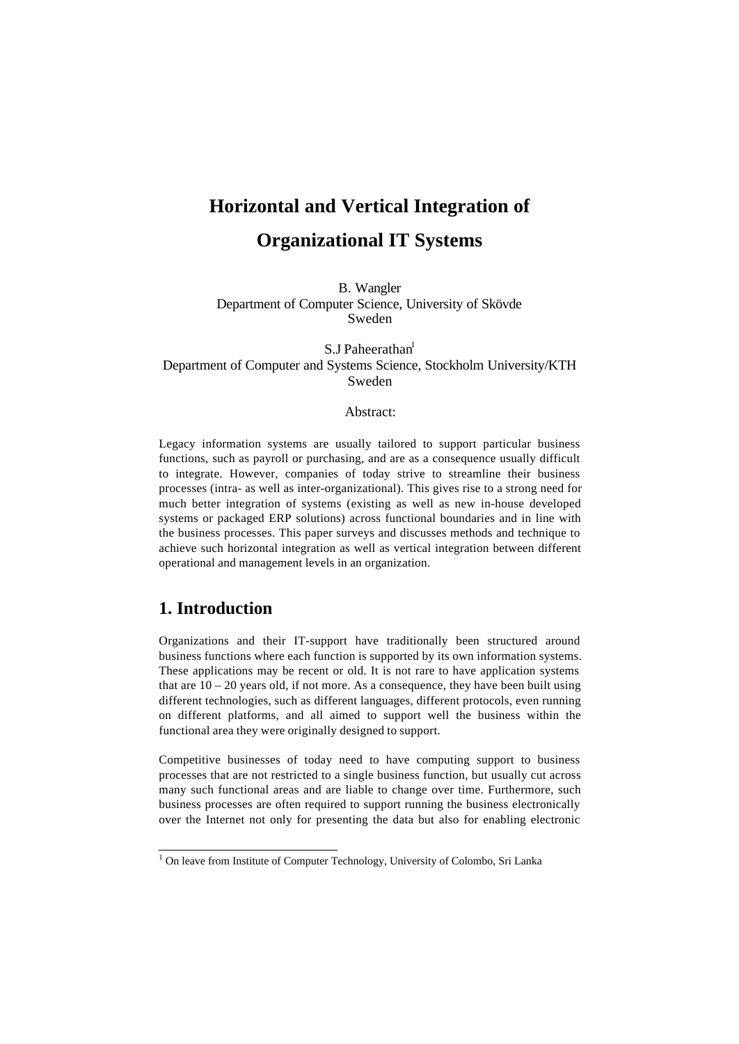# Horizontal and Vertical Integration of Organizational IT Systems

B. Wangler
Department of Computer Science, University of Skövde
Sweden

S.J Paheerathan[1]
Department of Computer and Systems Science, Stockholm University/KTH
Sweden

Abstract:

Legacy information systems are usually tailored to support particular business functions, such as payroll or purchasing, and are as a consequence usually difficult to integrate. However, companies of today strive to streamline their business processes (intra- as well as inter-organizational). This gives rise to a strong need for much better integration of systems (existing as well as new in-house developed systems or packaged ERP solutions) across functional boundaries and in line with the business processes. This paper surveys and discusses methods and technique to achieve such horizontal integration as well as vertical integration between different operational and management levels in an organization.

## 1. Introduction

Organizations and their IT-support have traditionally been structured around business functions where each function is supported by its own information systems. These applications may be recent or old. It is not rare to have application systems that are 10 – 20 years old, if not more. As a consequence, they have been built using different technologies, such as different languages, different protocols, even running on different platforms, and all aimed to support well the business within the functional area they were originally designed to support.

Competitive businesses of today need to have computing support to business processes that are not restricted to a single business function, but usually cut across many such functional areas and are liable to change over time. Furthermore, such business processes are often required to support running the business electronically over the Internet not only for presenting the data but also for enabling electronic

[1] On leave from Institute of Computer Technology, University of Colombo, Sri Lanka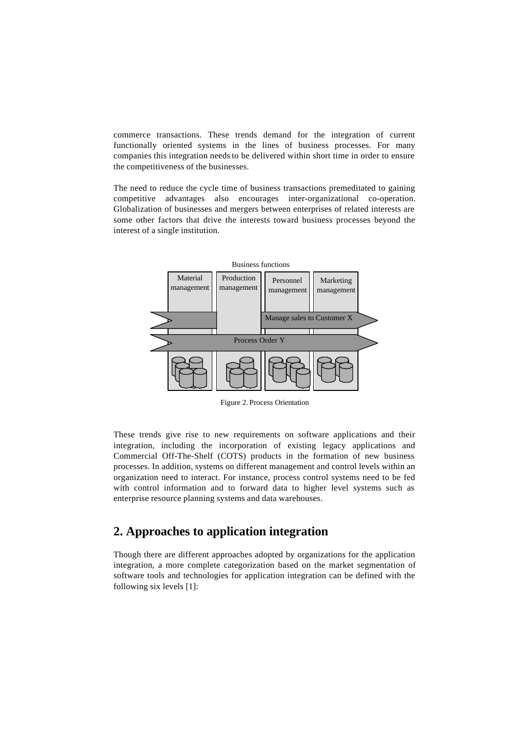commerce transactions. These trends demand for the integration of current functionally oriented systems in the lines of business processes. For many companies this integration needs to be delivered within short time in order to ensure the competitiveness of the businesses.

The need to reduce the cycle time of business transactions premeditated to gaining competitive advantages also encourages inter-organizational co-operation. Globalization of businesses and mergers between enterprises of related interests are some other factors that drive the interests toward business processes beyond the interest of a single institution.

Business functions

Material management | Production management | Personnel management | Marketing management

Manage sales to Customer X

Process Order Y

Figure 2. Process Orientation

These trends give rise to new requirements on software applications and their integration, including the incorporation of existing legacy applications and Commercial Off-The-Shelf (COTS) products in the formation of new business processes. In addition, systems on different management and control levels within an organization need to interact. For instance, process control systems need to be fed with control information and to forward data to higher level systems such as enterprise resource planning systems and data warehouses.

## 2. Approaches to application integration

Though there are different approaches adopted by organizations for the application integration, a more complete categorization based on the market segmentation of software tools and technologies for application integration can be defined with the following six levels [1]: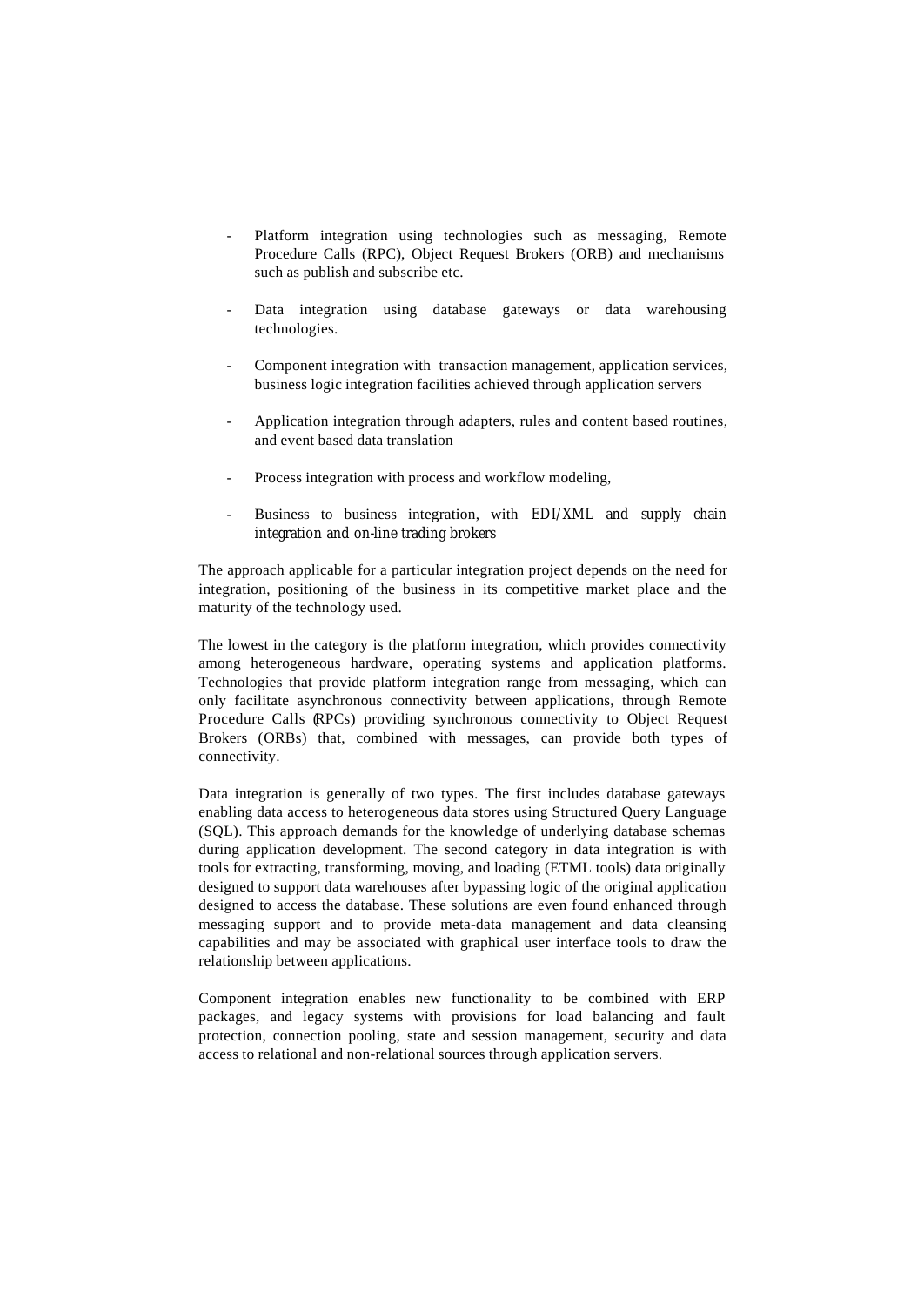- Platform integration using technologies such as messaging, Remote Procedure Calls (RPC), Object Request Brokers (ORB) and mechanisms such as publish and subscribe etc.

- Data integration using database gateways or data warehousing technologies.

- Component integration with transaction management, application services, business logic integration facilities achieved through application servers

- Application integration through adapters, rules and content based routines, and event based data translation

- Process integration with process and workflow modeling,

- Business to business integration, with EDI/XML and supply chain integration and on-line trading brokers

The approach applicable for a particular integration project depends on the need for integration, positioning of the business in its competitive market place and the maturity of the technology used.

The lowest in the category is the platform integration, which provides connectivity among heterogeneous hardware, operating systems and application platforms. Technologies that provide platform integration range from messaging, which can only facilitate asynchronous connectivity between applications, through Remote Procedure Calls (RPCs) providing synchronous connectivity to Object Request Brokers (ORBs) that, combined with messages, can provide both types of connectivity.

Data integration is generally of two types. The first includes database gateways enabling data access to heterogeneous data stores using Structured Query Language (SQL). This approach demands for the knowledge of underlying database schemas during application development. The second category in data integration is with tools for extracting, transforming, moving, and loading (ETML tools) data originally designed to support data warehouses after bypassing logic of the original application designed to access the database. These solutions are even found enhanced through messaging support and to provide meta-data management and data cleansing capabilities and may be associated with graphical user interface tools to draw the relationship between applications.

Component integration enables new functionality to be combined with ERP packages, and legacy systems with provisions for load balancing and fault protection, connection pooling, state and session management, security and data access to relational and non-relational sources through application servers.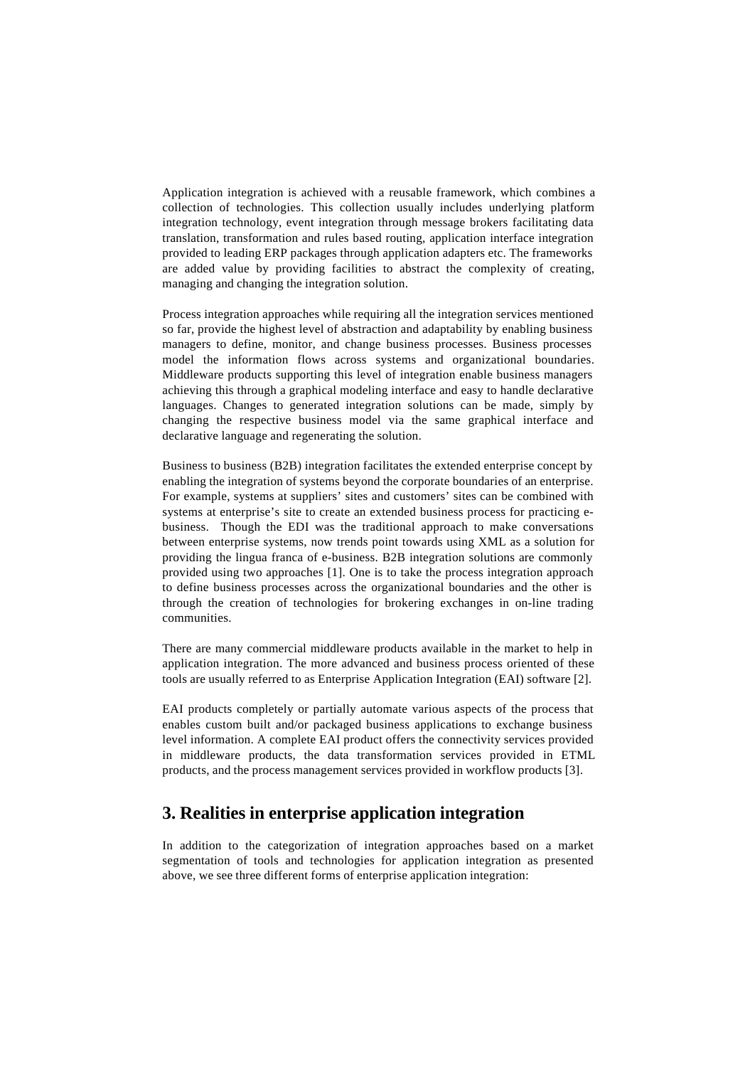Application integration is achieved with a reusable framework, which combines a collection of technologies. This collection usually includes underlying platform integration technology, event integration through message brokers facilitating data translation, transformation and rules based routing, application interface integration provided to leading ERP packages through application adapters etc. The frameworks are added value by providing facilities to abstract the complexity of creating, managing and changing the integration solution.

Process integration approaches while requiring all the integration services mentioned so far, provide the highest level of abstraction and adaptability by enabling business managers to define, monitor, and change business processes. Business processes model the information flows across systems and organizational boundaries. Middleware products supporting this level of integration enable business managers achieving this through a graphical modeling interface and easy to handle declarative languages. Changes to generated integration solutions can be made, simply by changing the respective business model via the same graphical interface and declarative language and regenerating the solution.

Business to business (B2B) integration facilitates the extended enterprise concept by enabling the integration of systems beyond the corporate boundaries of an enterprise. For example, systems at suppliers' sites and customers' sites can be combined with systems at enterprise's site to create an extended business process for practicing e-business. Though the EDI was the traditional approach to make conversations between enterprise systems, now trends point towards using XML as a solution for providing the lingua franca of e-business. B2B integration solutions are commonly provided using two approaches [1]. One is to take the process integration approach to define business processes across the organizational boundaries and the other is through the creation of technologies for brokering exchanges in on-line trading communities.

There are many commercial middleware products available in the market to help in application integration. The more advanced and business process oriented of these tools are usually referred to as Enterprise Application Integration (EAI) software [2].

EAI products completely or partially automate various aspects of the process that enables custom built and/or packaged business applications to exchange business level information. A complete EAI product offers the connectivity services provided in middleware products, the data transformation services provided in ETML products, and the process management services provided in workflow products [3].

## 3. Realities in enterprise application integration

In addition to the categorization of integration approaches based on a market segmentation of tools and technologies for application integration as presented above, we see three different forms of enterprise application integration: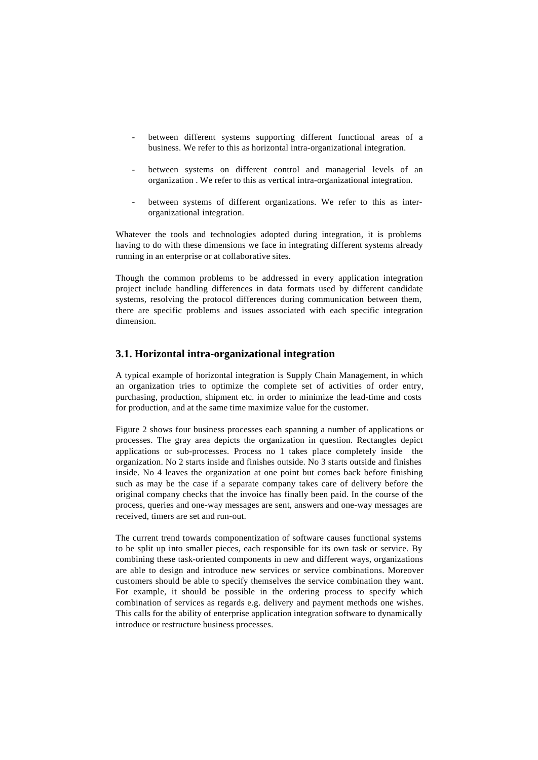- between different systems supporting different functional areas of a business. We refer to this as horizontal intra-organizational integration.

- between systems on different control and managerial levels of an organization . We refer to this as vertical intra-organizational integration.

- between systems of different organizations. We refer to this as inter-organizational integration.

Whatever the tools and technologies adopted during integration, it is problems having to do with these dimensions we face in integrating different systems already running in an enterprise or at collaborative sites.

Though the common problems to be addressed in every application integration project include handling differences in data formats used by different candidate systems, resolving the protocol differences during communication between them, there are specific problems and issues associated with each specific integration dimension.

## 3.1. Horizontal intra-organizational integration

A typical example of horizontal integration is Supply Chain Management, in which an organization tries to optimize the complete set of activities of order entry, purchasing, production, shipment etc. in order to minimize the lead-time and costs for production, and at the same time maximize value for the customer.

Figure 2 shows four business processes each spanning a number of applications or processes. The gray area depicts the organization in question. Rectangles depict applications or sub-processes. Process no 1 takes place completely inside the organization. No 2 starts inside and finishes outside. No 3 starts outside and finishes inside. No 4 leaves the organization at one point but comes back before finishing such as may be the case if a separate company takes care of delivery before the original company checks that the invoice has finally been paid. In the course of the process, queries and one-way messages are sent, answers and one-way messages are received, timers are set and run-out.

The current trend towards componentization of software causes functional systems to be split up into smaller pieces, each responsible for its own task or service. By combining these task-oriented components in new and different ways, organizations are able to design and introduce new services or service combinations. Moreover customers should be able to specify themselves the service combination they want. For example, it should be possible in the ordering process to specify which combination of services as regards e.g. delivery and payment methods one wishes. This calls for the ability of enterprise application integration software to dynamically introduce or restructure business processes.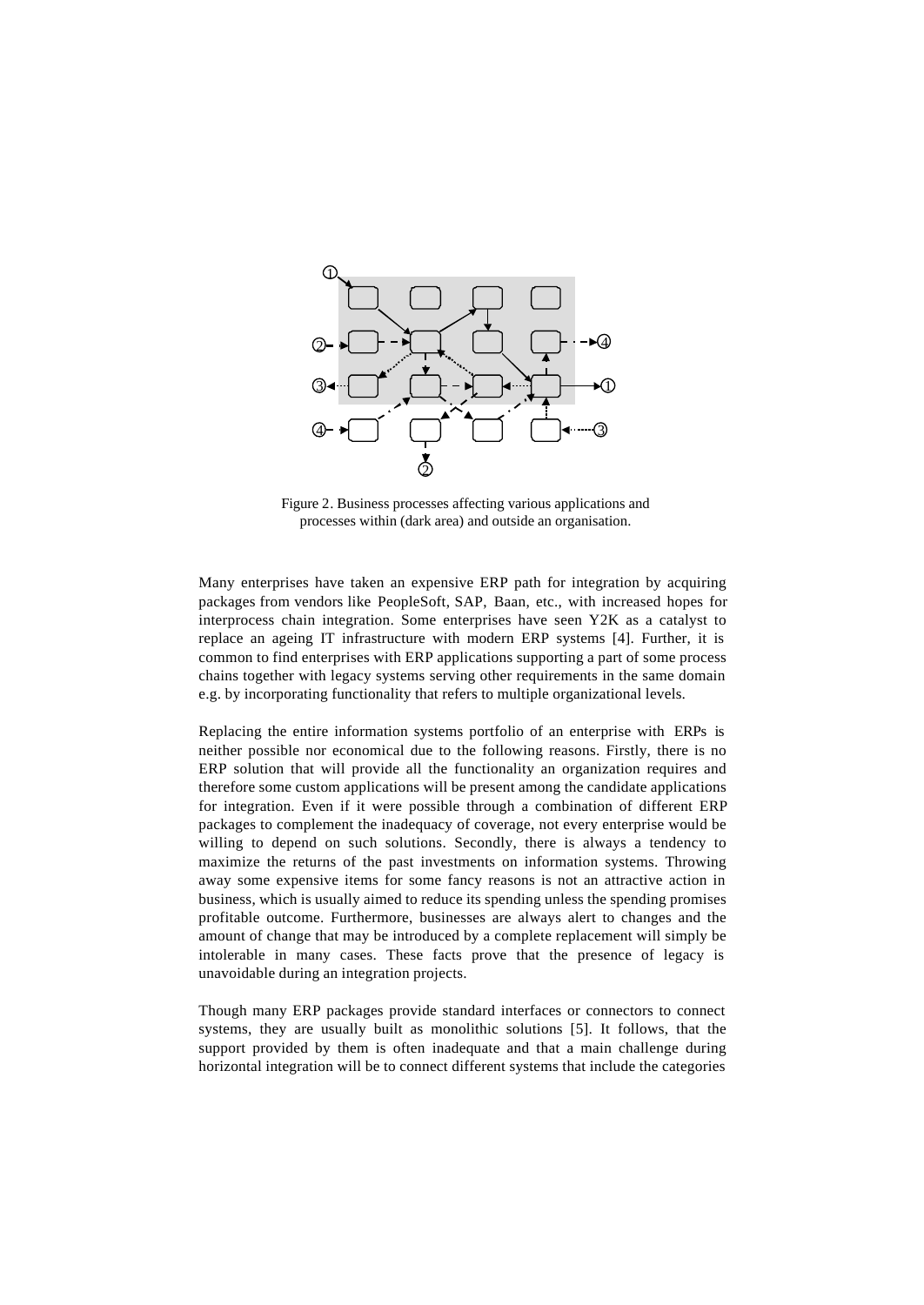Figure 2. Business processes affecting various applications and processes within (dark area) and outside an organisation.

Many enterprises have taken an expensive ERP path for integration by acquiring packages from vendors like PeopleSoft, SAP, Baan, etc., with increased hopes for interprocess chain integration. Some enterprises have seen Y2K as a catalyst to replace an ageing IT infrastructure with modern ERP systems [4]. Further, it is common to find enterprises with ERP applications supporting a part of some process chains together with legacy systems serving other requirements in the same domain e.g. by incorporating functionality that refers to multiple organizational levels.

Replacing the entire information systems portfolio of an enterprise with ERPs is neither possible nor economical due to the following reasons. Firstly, there is no ERP solution that will provide all the functionality an organization requires and therefore some custom applications will be present among the candidate applications for integration. Even if it were possible through a combination of different ERP packages to complement the inadequacy of coverage, not every enterprise would be willing to depend on such solutions. Secondly, there is always a tendency to maximize the returns of the past investments on information systems. Throwing away some expensive items for some fancy reasons is not an attractive action in business, which is usually aimed to reduce its spending unless the spending promises profitable outcome. Furthermore, businesses are always alert to changes and the amount of change that may be introduced by a complete replacement will simply be intolerable in many cases. These facts prove that the presence of legacy is unavoidable during an integration projects.

Though many ERP packages provide standard interfaces or connectors to connect systems, they are usually built as monolithic solutions [5]. It follows, that the support provided by them is often inadequate and that a main challenge during horizontal integration will be to connect different systems that include the categories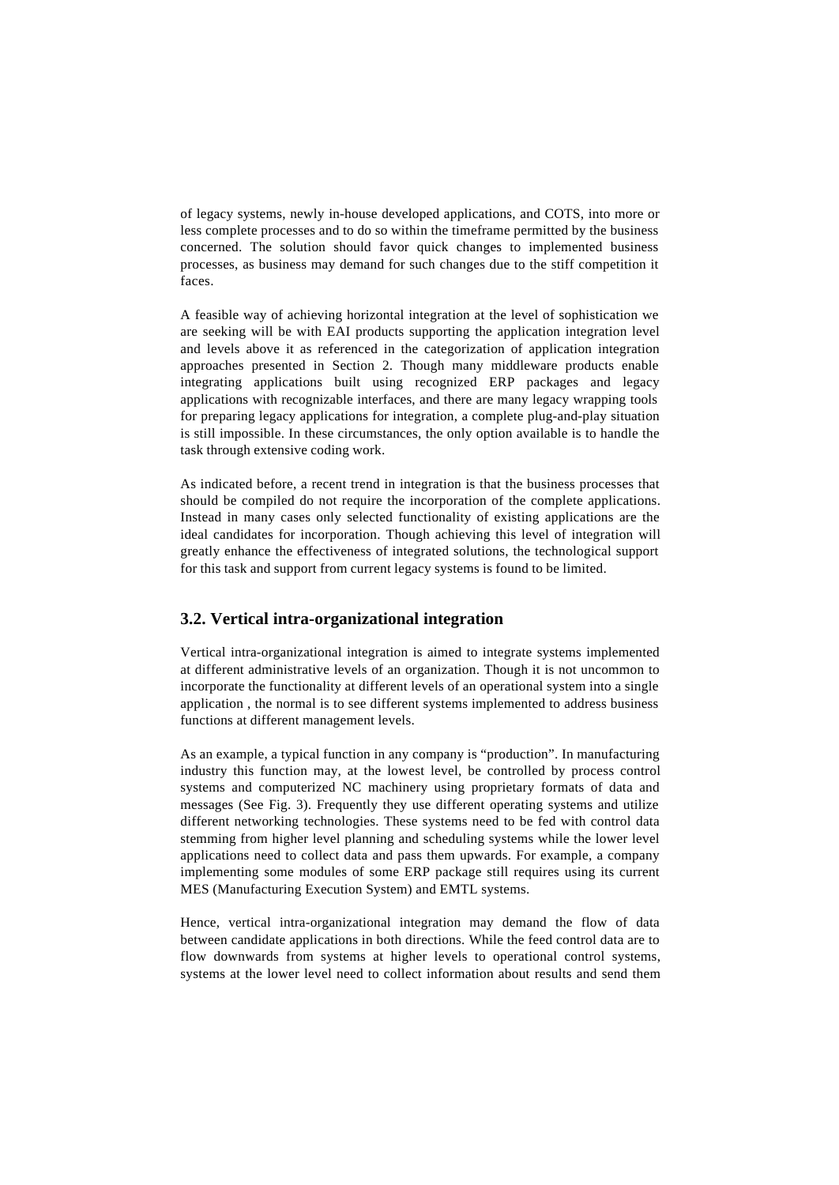of legacy systems, newly in-house developed applications, and COTS, into more or less complete processes and to do so within the timeframe permitted by the business concerned. The solution should favor quick changes to implemented business processes, as business may demand for such changes due to the stiff competition it faces.

A feasible way of achieving horizontal integration at the level of sophistication we are seeking will be with EAI products supporting the application integration level and levels above it as referenced in the categorization of application integration approaches presented in Section 2. Though many middleware products enable integrating applications built using recognized ERP packages and legacy applications with recognizable interfaces, and there are many legacy wrapping tools for preparing legacy applications for integration, a complete plug-and-play situation is still impossible. In these circumstances, the only option available is to handle the task through extensive coding work.

As indicated before, a recent trend in integration is that the business processes that should be compiled do not require the incorporation of the complete applications. Instead in many cases only selected functionality of existing applications are the ideal candidates for incorporation. Though achieving this level of integration will greatly enhance the effectiveness of integrated solutions, the technological support for this task and support from current legacy systems is found to be limited.

## 3.2. Vertical intra-organizational integration

Vertical intra-organizational integration is aimed to integrate systems implemented at different administrative levels of an organization. Though it is not uncommon to incorporate the functionality at different levels of an operational system into a single application , the normal is to see different systems implemented to address business functions at different management levels.

As an example, a typical function in any company is "production". In manufacturing industry this function may, at the lowest level, be controlled by process control systems and computerized NC machinery using proprietary formats of data and messages (See Fig. 3). Frequently they use different operating systems and utilize different networking technologies. These systems need to be fed with control data stemming from higher level planning and scheduling systems while the lower level applications need to collect data and pass them upwards. For example, a company implementing some modules of some ERP package still requires using its current MES (Manufacturing Execution System) and EMTL systems.

Hence, vertical intra-organizational integration may demand the flow of data between candidate applications in both directions. While the feed control data are to flow downwards from systems at higher levels to operational control systems, systems at the lower level need to collect information about results and send them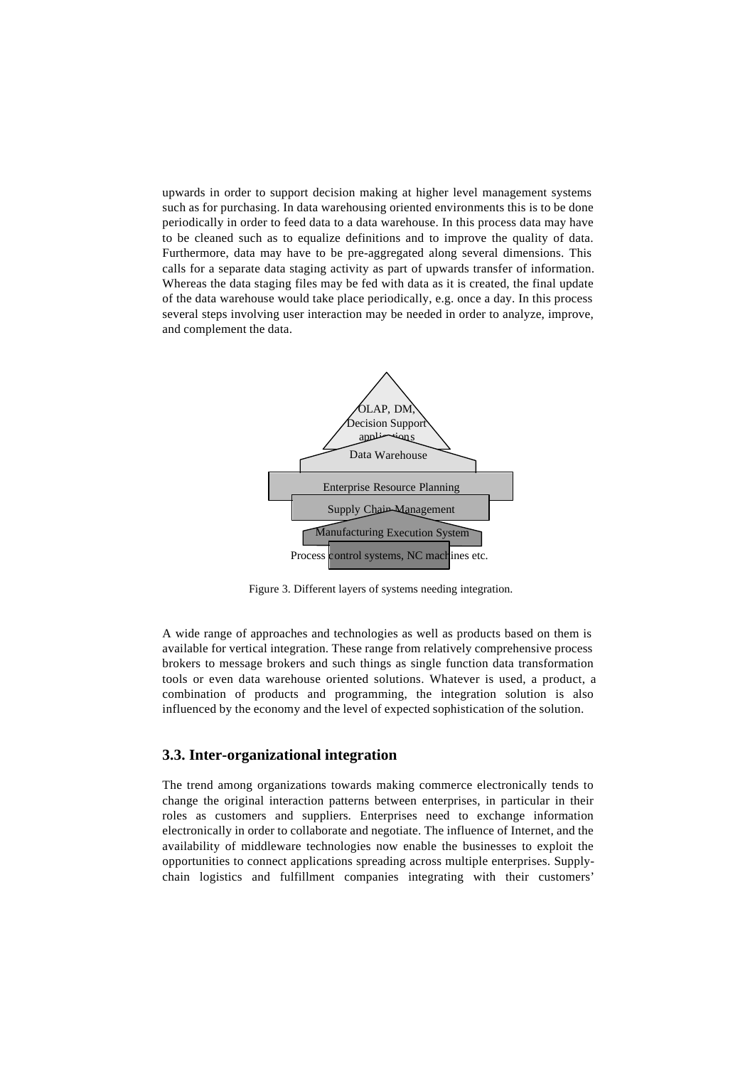upwards in order to support decision making at higher level management systems such as for purchasing. In data warehousing oriented environments this is to be done periodically in order to feed data to a data warehouse. In this process data may have to be cleaned such as to equalize definitions and to improve the quality of data. Furthermore, data may have to be pre-aggregated along several dimensions. This calls for a separate data staging activity as part of upwards transfer of information. Whereas the data staging files may be fed with data as it is created, the final update of the data warehouse would take place periodically, e.g. once a day. In this process several steps involving user interaction may be needed in order to analyze, improve, and complement the data.

OLAP, DM, Decision Support applications

Data Warehouse

Enterprise Resource Planning

Supply Chain Management

Manufacturing Execution System

Process control systems, NC machines etc.

Figure 3. Different layers of systems needing integration.

A wide range of approaches and technologies as well as products based on them is available for vertical integration. These range from relatively comprehensive process brokers to message brokers and such things as single function data transformation tools or even data warehouse oriented solutions. Whatever is used, a product, a combination of products and programming, the integration solution is also influenced by the economy and the level of expected sophistication of the solution.

## 3.3. Inter-organizational integration

The trend among organizations towards making commerce electronically tends to change the original interaction patterns between enterprises, in particular in their roles as customers and suppliers. Enterprises need to exchange information electronically in order to collaborate and negotiate. The influence of Internet, and the availability of middleware technologies now enable the businesses to exploit the opportunities to connect applications spreading across multiple enterprises. Supply-chain logistics and fulfillment companies integrating with their customers'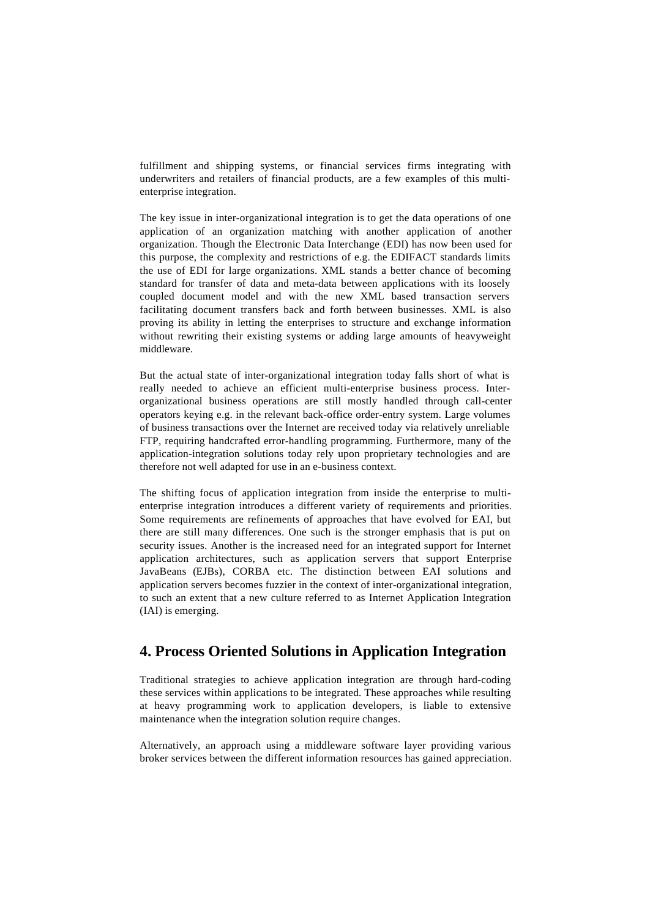fulfillment and shipping systems, or financial services firms integrating with underwriters and retailers of financial products, are a few examples of this multi-enterprise integration.

The key issue in inter-organizational integration is to get the data operations of one application of an organization matching with another application of another organization. Though the Electronic Data Interchange (EDI) has now been used for this purpose, the complexity and restrictions of e.g. the EDIFACT standards limits the use of EDI for large organizations. XML stands a better chance of becoming standard for transfer of data and meta-data between applications with its loosely coupled document model and with the new XML based transaction servers facilitating document transfers back and forth between businesses. XML is also proving its ability in letting the enterprises to structure and exchange information without rewriting their existing systems or adding large amounts of heavyweight middleware.

But the actual state of inter-organizational integration today falls short of what is really needed to achieve an efficient multi-enterprise business process. Inter-organizational business operations are still mostly handled through call-center operators keying e.g. in the relevant back-office order-entry system. Large volumes of business transactions over the Internet are received today via relatively unreliable FTP, requiring handcrafted error-handling programming. Furthermore, many of the application-integration solutions today rely upon proprietary technologies and are therefore not well adapted for use in an e-business context.

The shifting focus of application integration from inside the enterprise to multi-enterprise integration introduces a different variety of requirements and priorities. Some requirements are refinements of approaches that have evolved for EAI, but there are still many differences. One such is the stronger emphasis that is put on security issues. Another is the increased need for an integrated support for Internet application architectures, such as application servers that support Enterprise JavaBeans (EJBs), CORBA etc. The distinction between EAI solutions and application servers becomes fuzzier in the context of inter-organizational integration, to such an extent that a new culture referred to as Internet Application Integration (IAI) is emerging.

## 4. Process Oriented Solutions in Application Integration

Traditional strategies to achieve application integration are through hard-coding these services within applications to be integrated. These approaches while resulting at heavy programming work to application developers, is liable to extensive maintenance when the integration solution require changes.

Alternatively, an approach using a middleware software layer providing various broker services between the different information resources has gained appreciation.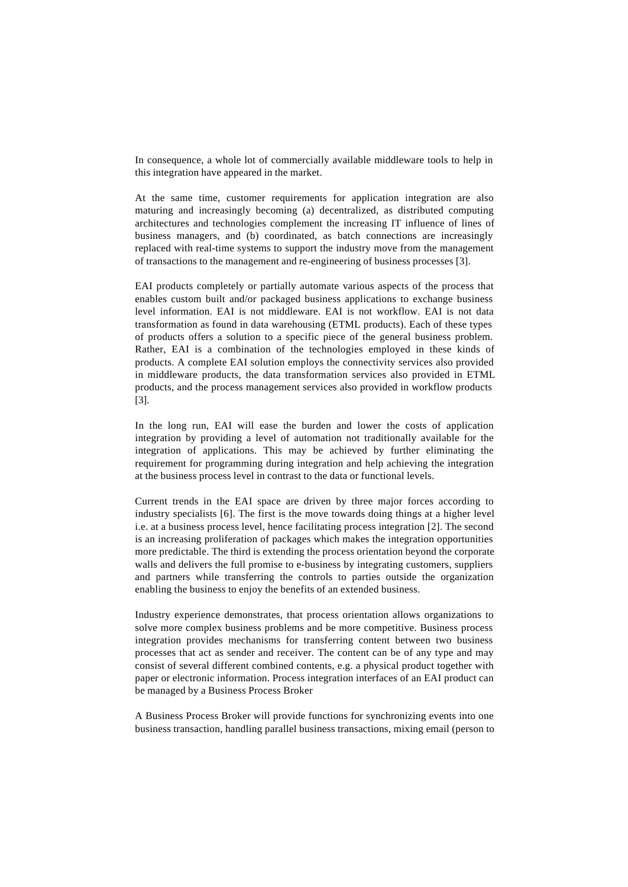In consequence, a whole lot of commercially available middleware tools to help in this integration have appeared in the market.

At the same time, customer requirements for application integration are also maturing and increasingly becoming (a) decentralized, as distributed computing architectures and technologies complement the increasing IT influence of lines of business managers, and (b) coordinated, as batch connections are increasingly replaced with real-time systems to support the industry move from the management of transactions to the management and re-engineering of business processes [3].

EAI products completely or partially automate various aspects of the process that enables custom built and/or packaged business applications to exchange business level information. EAI is not middleware. EAI is not workflow. EAI is not data transformation as found in data warehousing (ETML products). Each of these types of products offers a solution to a specific piece of the general business problem. Rather, EAI is a combination of the technologies employed in these kinds of products. A complete EAI solution employs the connectivity services also provided in middleware products, the data transformation services also provided in ETML products, and the process management services also provided in workflow products [3].

In the long run, EAI will ease the burden and lower the costs of application integration by providing a level of automation not traditionally available for the integration of applications. This may be achieved by further eliminating the requirement for programming during integration and help achieving the integration at the business process level in contrast to the data or functional levels.

Current trends in the EAI space are driven by three major forces according to industry specialists [6]. The first is the move towards doing things at a higher level i.e. at a business process level, hence facilitating process integration [2]. The second is an increasing proliferation of packages which makes the integration opportunities more predictable. The third is extending the process orientation beyond the corporate walls and delivers the full promise to e-business by integrating customers, suppliers and partners while transferring the controls to parties outside the organization enabling the business to enjoy the benefits of an extended business.

Industry experience demonstrates, that process orientation allows organizations to solve more complex business problems and be more competitive. Business process integration provides mechanisms for transferring content between two business processes that act as sender and receiver. The content can be of any type and may consist of several different combined contents, e.g. a physical product together with paper or electronic information. Process integration interfaces of an EAI product can be managed by a Business Process Broker

A Business Process Broker will provide functions for synchronizing events into one business transaction, handling parallel business transactions, mixing email (person to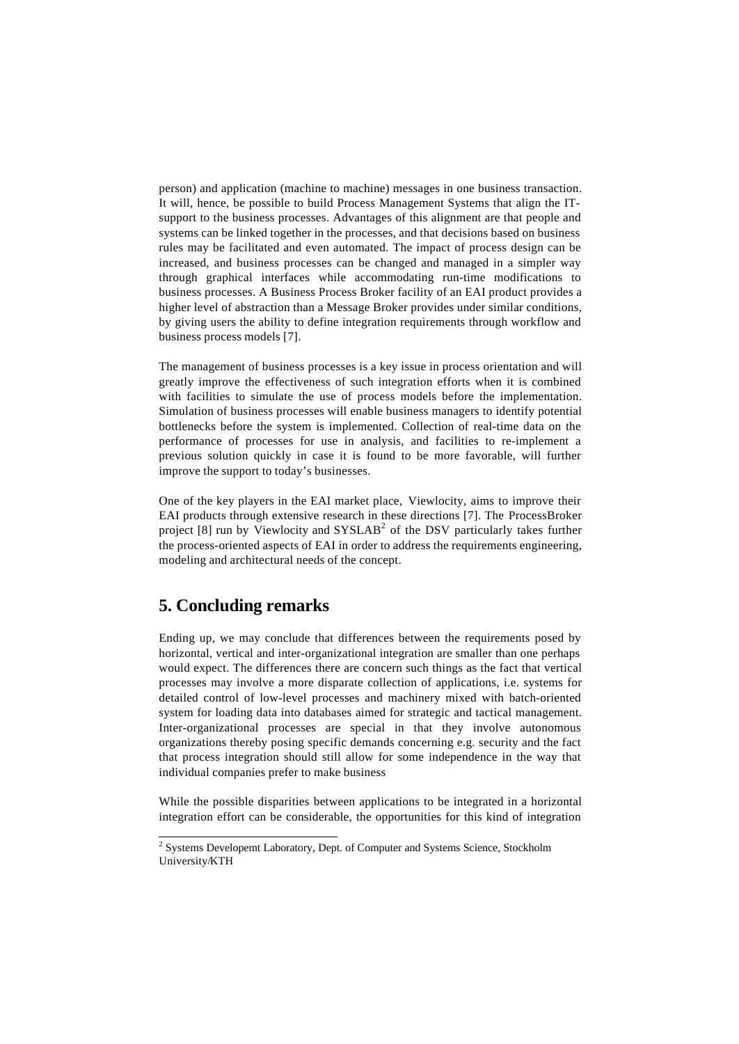person) and application (machine to machine) messages in one business transaction. It will, hence, be possible to build Process Management Systems that align the IT-support to the business processes. Advantages of this alignment are that people and systems can be linked together in the processes, and that decisions based on business rules may be facilitated and even automated. The impact of process design can be increased, and business processes can be changed and managed in a simpler way through graphical interfaces while accommodating run-time modifications to business processes. A Business Process Broker facility of an EAI product provides a higher level of abstraction than a Message Broker provides under similar conditions, by giving users the ability to define integration requirements through workflow and business process models [7].

The management of business processes is a key issue in process orientation and will greatly improve the effectiveness of such integration efforts when it is combined with facilities to simulate the use of process models before the implementation. Simulation of business processes will enable business managers to identify potential bottlenecks before the system is implemented. Collection of real-time data on the performance of processes for use in analysis, and facilities to re-implement a previous solution quickly in case it is found to be more favorable, will further improve the support to today's businesses.

One of the key players in the EAI market place, Viewlocity, aims to improve their EAI products through extensive research in these directions [7]. The ProcessBroker project [8] run by Viewlocity and SYSLAB[2] of the DSV particularly takes further the process-oriented aspects of EAI in order to address the requirements engineering, modeling and architectural needs of the concept.

# 5. Concluding remarks

Ending up, we may conclude that differences between the requirements posed by horizontal, vertical and inter-organizational integration are smaller than one perhaps would expect. The differences there are concern such things as the fact that vertical processes may involve a more disparate collection of applications, i.e. systems for detailed control of low-level processes and machinery mixed with batch-oriented system for loading data into databases aimed for strategic and tactical management. Inter-organizational processes are special in that they involve autonomous organizations thereby posing specific demands concerning e.g. security and the fact that process integration should still allow for some independence in the way that individual companies prefer to make business

While the possible disparities between applications to be integrated in a horizontal integration effort can be considerable, the opportunities for this kind of integration

[2] Systems Developemt Laboratory, Dept. of Computer and Systems Science, Stockholm University/KTH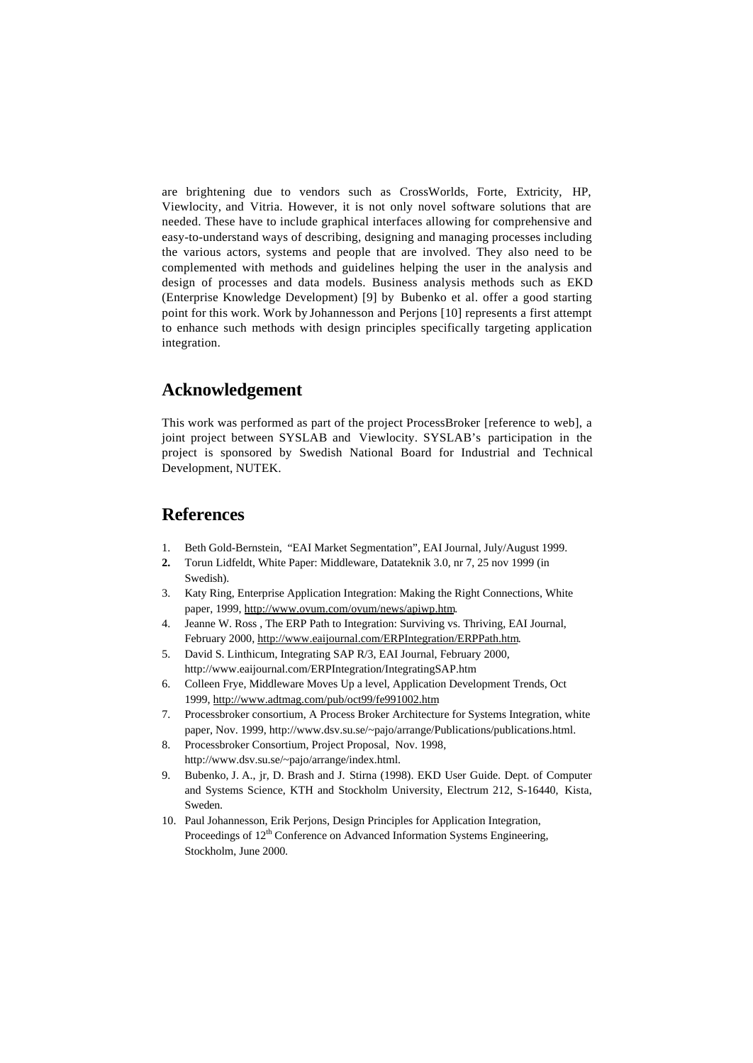are brightening due to vendors such as CrossWorlds, Forte, Extricity, HP, Viewlocity, and Vitria. However, it is not only novel software solutions that are needed. These have to include graphical interfaces allowing for comprehensive and easy-to-understand ways of describing, designing and managing processes including the various actors, systems and people that are involved. They also need to be complemented with methods and guidelines helping the user in the analysis and design of processes and data models. Business analysis methods such as EKD (Enterprise Knowledge Development) [9] by Bubenko et al. offer a good starting point for this work. Work by Johannesson and Perjons [10] represents a first attempt to enhance such methods with design principles specifically targeting application integration.

## Acknowledgement

This work was performed as part of the project ProcessBroker [reference to web], a joint project between SYSLAB and Viewlocity. SYSLAB's participation in the project is sponsored by Swedish National Board for Industrial and Technical Development, NUTEK.

## References

1. Beth Gold-Bernstein, "EAI Market Segmentation", EAI Journal, July/August 1999.
2. Torun Lidfeldt, White Paper: Middleware, Datateknik 3.0, nr 7, 25 nov 1999 (in Swedish).
3. Katy Ring, Enterprise Application Integration: Making the Right Connections, White paper, 1999, http://www.ovum.com/ovum/news/apiwp.htm.
4. Jeanne W. Ross , The ERP Path to Integration: Surviving vs. Thriving, EAI Journal, February 2000, http://www.eaijournal.com/ERPIntegration/ERPPath.htm.
5. David S. Linthicum, Integrating SAP R/3, EAI Journal, February 2000, http://www.eaijournal.com/ERPIntegration/IntegratingSAP.htm
6. Colleen Frye, Middleware Moves Up a level, Application Development Trends, Oct 1999, http://www.adtmag.com/pub/oct99/fe991002.htm
7. Processbroker consortium, A Process Broker Architecture for Systems Integration, white paper, Nov. 1999, http://www.dsv.su.se/~pajo/arrange/Publications/publications.html.
8. Processbroker Consortium, Project Proposal, Nov. 1998, http://www.dsv.su.se/~pajo/arrange/index.html.
9. Bubenko, J. A., jr, D. Brash and J. Stirna (1998). EKD User Guide. Dept. of Computer and Systems Science, KTH and Stockholm University, Electrum 212, S-16440, Kista, Sweden.
10. Paul Johannesson, Erik Perjons, Design Principles for Application Integration, Proceedings of 12th Conference on Advanced Information Systems Engineering, Stockholm, June 2000.